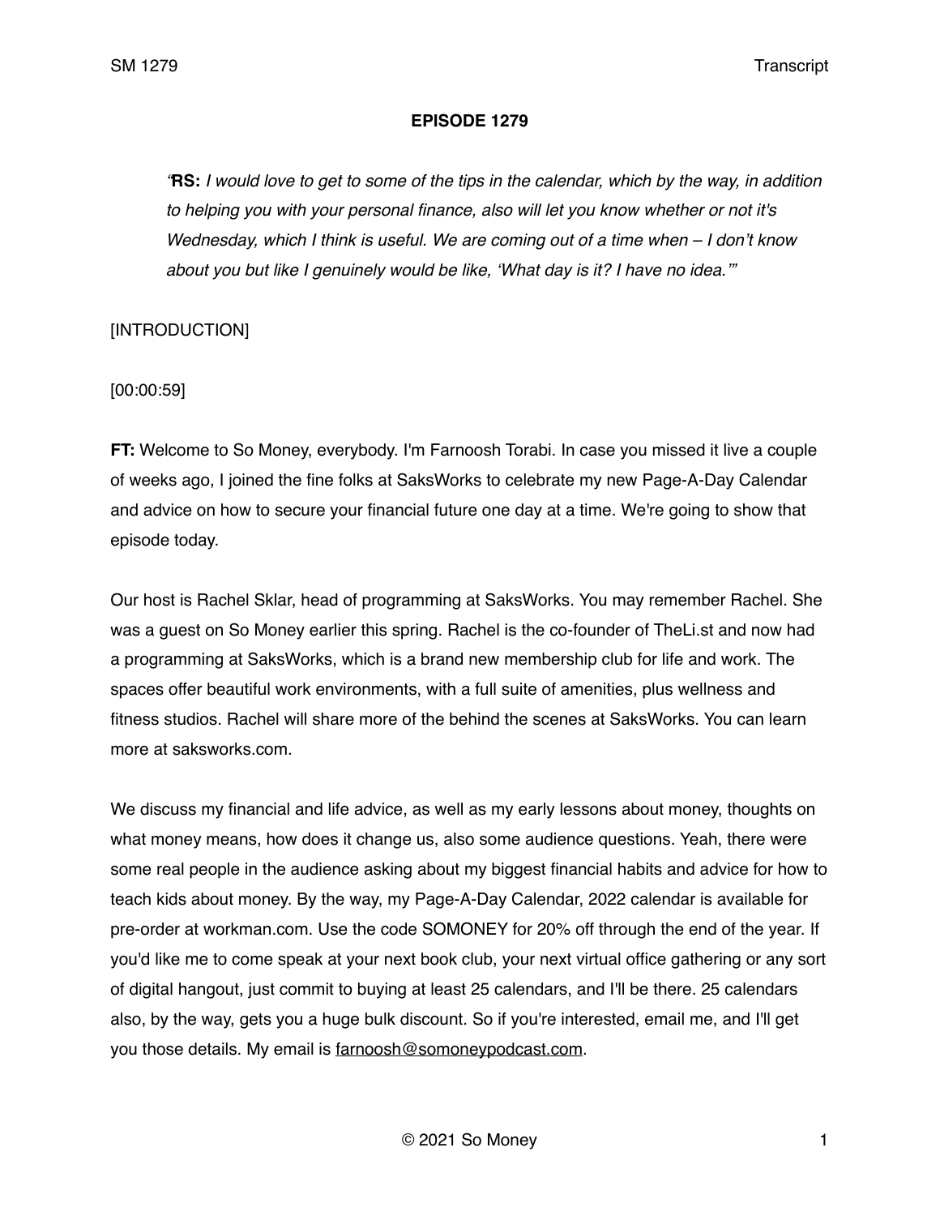**EPISODE 1279**

> *"***RS:** *I would love to get to some of the tips in the calendar, which by the way, in addition to helping you with your personal finance, also will let you know whether or not it's Wednesday, which I think is useful. We are coming out of a time when – I don't know about you but like I genuinely would be like, 'What day is it? I have no idea.'"*

[INTRODUCTION]

[00:00:59]

**FT:** Welcome to So Money, everybody. I'm Farnoosh Torabi. In case you missed it live a couple of weeks ago, I joined the fine folks at SaksWorks to celebrate my new Page-A-Day Calendar and advice on how to secure your financial future one day at a time. We're going to show that episode today.

Our host is Rachel Sklar, head of programming at SaksWorks. You may remember Rachel. She was a guest on So Money earlier this spring. Rachel is the co-founder of TheLi.st and now had a programming at SaksWorks, which is a brand new membership club for life and work. The spaces offer beautiful work environments, with a full suite of amenities, plus wellness and fitness studios. Rachel will share more of the behind the scenes at SaksWorks. You can learn more at saksworks.com.

We discuss my financial and life advice, as well as my early lessons about money, thoughts on what money means, how does it change us, also some audience questions. Yeah, there were some real people in the audience asking about my biggest financial habits and advice for how to teach kids about money. By the way, my Page-A-Day Calendar, 2022 calendar is available for pre-order at workman.com. Use the code SOMONEY for 20% off through the end of the year. If you'd like me to come speak at your next book club, your next virtual office gathering or any sort of digital hangout, just commit to buying at least 25 calendars, and I'll be there. 25 calendars also, by the way, gets you a huge bulk discount. So if you're interested, email me, and I'll get you those details. My email is farnoosh@somoneypodcast.com.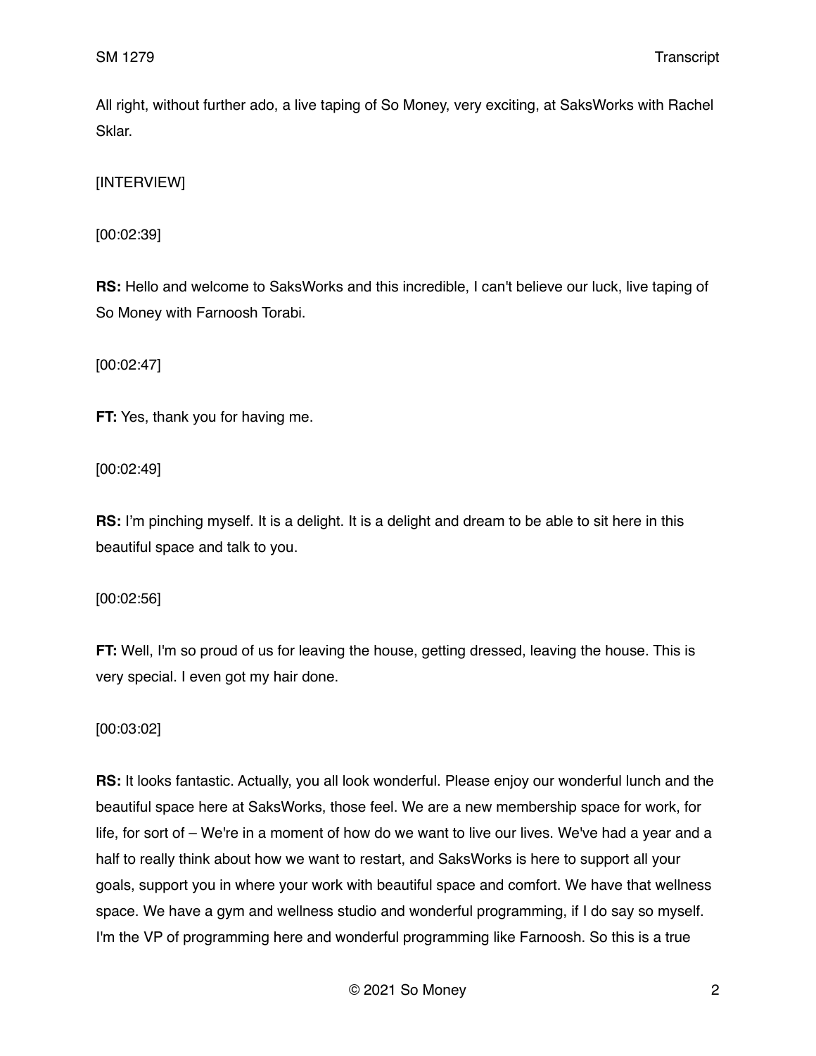All right, without further ado, a live taping of So Money, very exciting, at SaksWorks with Rachel Sklar.

[INTERVIEW]

[00:02:39]

**RS:** Hello and welcome to SaksWorks and this incredible, I can't believe our luck, live taping of So Money with Farnoosh Torabi.

[00:02:47]

**FT:** Yes, thank you for having me.

[00:02:49]

**RS:** I'm pinching myself. It is a delight. It is a delight and dream to be able to sit here in this beautiful space and talk to you.

[00:02:56]

**FT:** Well, I'm so proud of us for leaving the house, getting dressed, leaving the house. This is very special. I even got my hair done.

[00:03:02]

**RS:** It looks fantastic. Actually, you all look wonderful. Please enjoy our wonderful lunch and the beautiful space here at SaksWorks, those feel. We are a new membership space for work, for life, for sort of – We're in a moment of how do we want to live our lives. We've had a year and a half to really think about how we want to restart, and SaksWorks is here to support all your goals, support you in where your work with beautiful space and comfort. We have that wellness space. We have a gym and wellness studio and wonderful programming, if I do say so myself. I'm the VP of programming here and wonderful programming like Farnoosh. So this is a true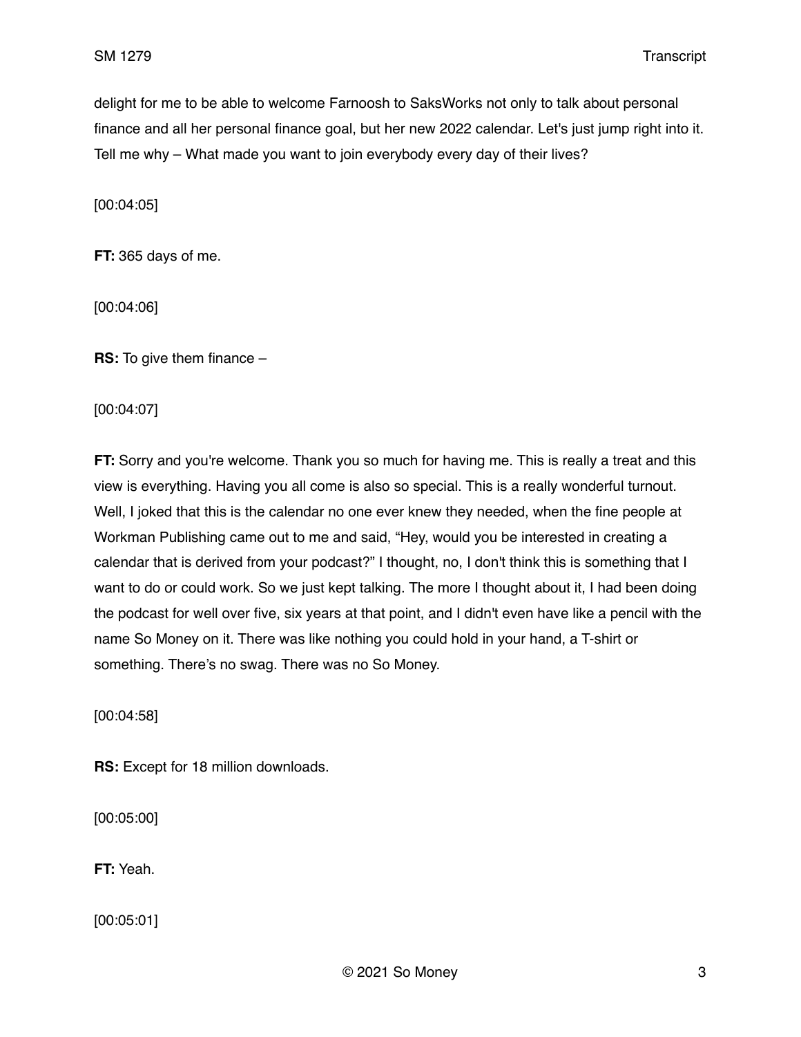delight for me to be able to welcome Farnoosh to SaksWorks not only to talk about personal finance and all her personal finance goal, but her new 2022 calendar. Let's just jump right into it. Tell me why – What made you want to join everybody every day of their lives?

[00:04:05]

**FT:** 365 days of me.

[00:04:06]

**RS:** To give them finance –

[00:04:07]

**FT:** Sorry and you're welcome. Thank you so much for having me. This is really a treat and this view is everything. Having you all come is also so special. This is a really wonderful turnout. Well, I joked that this is the calendar no one ever knew they needed, when the fine people at Workman Publishing came out to me and said, "Hey, would you be interested in creating a calendar that is derived from your podcast?" I thought, no, I don't think this is something that I want to do or could work. So we just kept talking. The more I thought about it, I had been doing the podcast for well over five, six years at that point, and I didn't even have like a pencil with the name So Money on it. There was like nothing you could hold in your hand, a T-shirt or something. There's no swag. There was no So Money.

[00:04:58]

**RS:** Except for 18 million downloads.

[00:05:00]

**FT:** Yeah.

[00:05:01]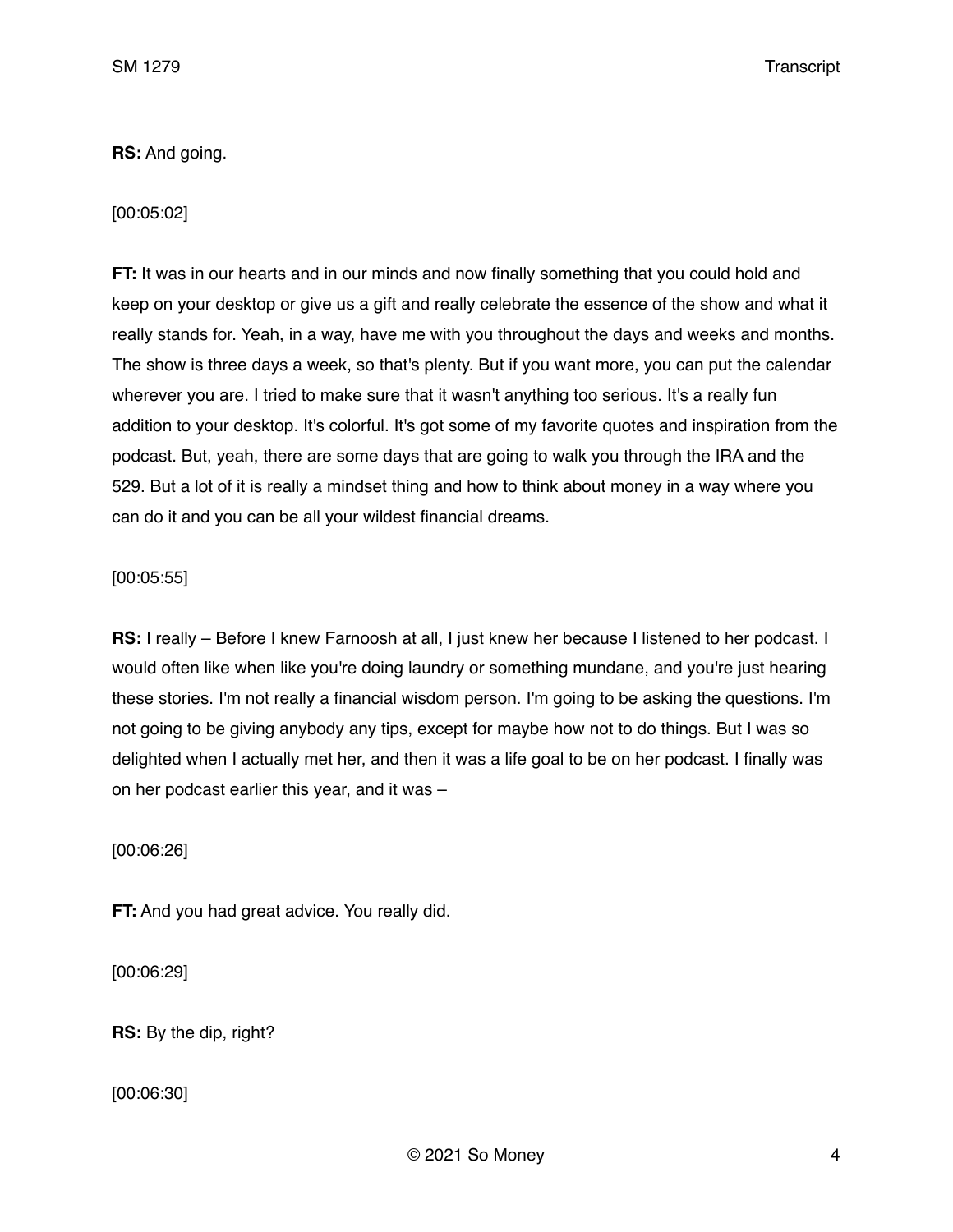**RS:** And going.

[00:05:02]

**FT:** It was in our hearts and in our minds and now finally something that you could hold and keep on your desktop or give us a gift and really celebrate the essence of the show and what it really stands for. Yeah, in a way, have me with you throughout the days and weeks and months. The show is three days a week, so that's plenty. But if you want more, you can put the calendar wherever you are. I tried to make sure that it wasn't anything too serious. It's a really fun addition to your desktop. It's colorful. It's got some of my favorite quotes and inspiration from the podcast. But, yeah, there are some days that are going to walk you through the IRA and the 529. But a lot of it is really a mindset thing and how to think about money in a way where you can do it and you can be all your wildest financial dreams.

[00:05:55]

**RS:** I really – Before I knew Farnoosh at all, I just knew her because I listened to her podcast. I would often like when like you're doing laundry or something mundane, and you're just hearing these stories. I'm not really a financial wisdom person. I'm going to be asking the questions. I'm not going to be giving anybody any tips, except for maybe how not to do things. But I was so delighted when I actually met her, and then it was a life goal to be on her podcast. I finally was on her podcast earlier this year, and it was –

[00:06:26]

**FT:** And you had great advice. You really did.

[00:06:29]

**RS:** By the dip, right?

[00:06:30]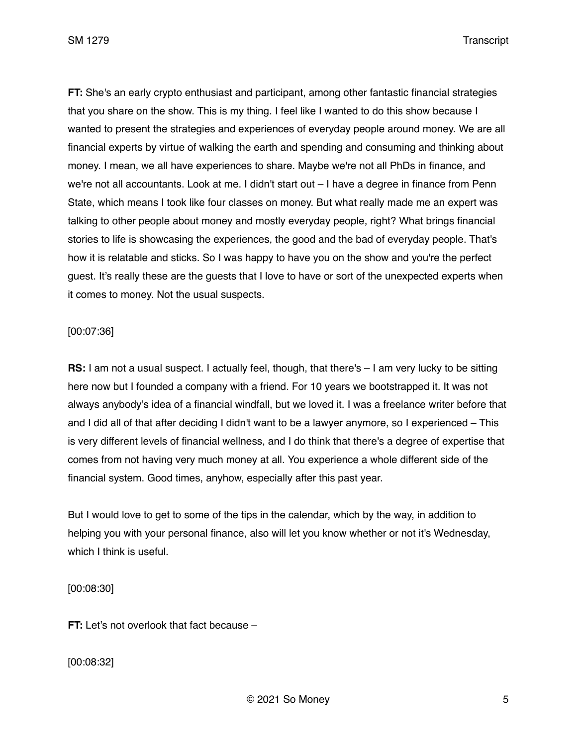**FT:** She's an early crypto enthusiast and participant, among other fantastic financial strategies that you share on the show. This is my thing. I feel like I wanted to do this show because I wanted to present the strategies and experiences of everyday people around money. We are all financial experts by virtue of walking the earth and spending and consuming and thinking about money. I mean, we all have experiences to share. Maybe we're not all PhDs in finance, and we're not all accountants. Look at me. I didn't start out – I have a degree in finance from Penn State, which means I took like four classes on money. But what really made me an expert was talking to other people about money and mostly everyday people, right? What brings financial stories to life is showcasing the experiences, the good and the bad of everyday people. That's how it is relatable and sticks. So I was happy to have you on the show and you're the perfect guest. It's really these are the guests that I love to have or sort of the unexpected experts when it comes to money. Not the usual suspects.

[00:07:36]

**RS:** I am not a usual suspect. I actually feel, though, that there's – I am very lucky to be sitting here now but I founded a company with a friend. For 10 years we bootstrapped it. It was not always anybody's idea of a financial windfall, but we loved it. I was a freelance writer before that and I did all of that after deciding I didn't want to be a lawyer anymore, so I experienced – This is very different levels of financial wellness, and I do think that there's a degree of expertise that comes from not having very much money at all. You experience a whole different side of the financial system. Good times, anyhow, especially after this past year.

But I would love to get to some of the tips in the calendar, which by the way, in addition to helping you with your personal finance, also will let you know whether or not it's Wednesday, which I think is useful.

[00:08:30]

**FT:** Let's not overlook that fact because –

[00:08:32]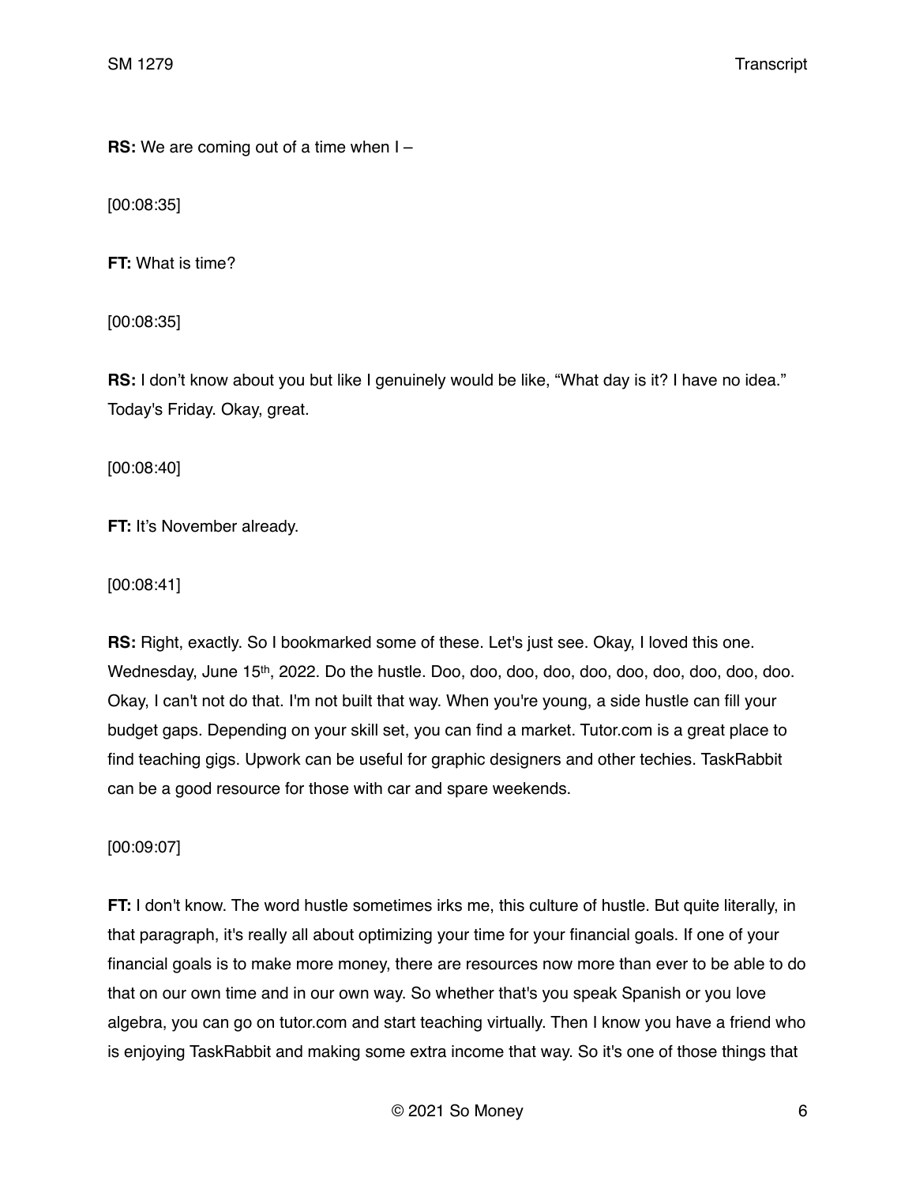**RS:** We are coming out of a time when I –

[00:08:35]

**FT:** What is time?

[00:08:35]

**RS:** I don't know about you but like I genuinely would be like, "What day is it? I have no idea." Today's Friday. Okay, great.

[00:08:40]

**FT:** It's November already.

[00:08:41]

**RS:** Right, exactly. So I bookmarked some of these. Let's just see. Okay, I loved this one. Wednesday, June 15th, 2022. Do the hustle. Doo, doo, doo, doo, doo, doo, doo, doo, doo, doo. Okay, I can't not do that. I'm not built that way. When you're young, a side hustle can fill your budget gaps. Depending on your skill set, you can find a market. Tutor.com is a great place to find teaching gigs. Upwork can be useful for graphic designers and other techies. TaskRabbit can be a good resource for those with car and spare weekends.

[00:09:07]

**FT:** I don't know. The word hustle sometimes irks me, this culture of hustle. But quite literally, in that paragraph, it's really all about optimizing your time for your financial goals. If one of your financial goals is to make more money, there are resources now more than ever to be able to do that on our own time and in our own way. So whether that's you speak Spanish or you love algebra, you can go on tutor.com and start teaching virtually. Then I know you have a friend who is enjoying TaskRabbit and making some extra income that way. So it's one of those things that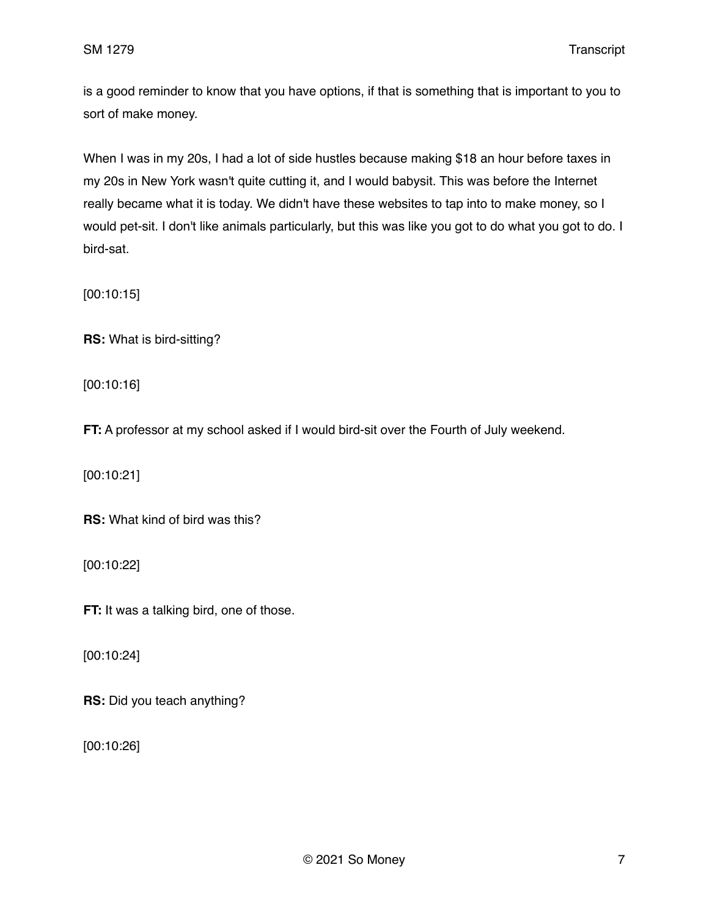is a good reminder to know that you have options, if that is something that is important to you to sort of make money.

When I was in my 20s, I had a lot of side hustles because making $18 an hour before taxes in my 20s in New York wasn't quite cutting it, and I would babysit. This was before the Internet really became what it is today. We didn't have these websites to tap into to make money, so I would pet-sit. I don't like animals particularly, but this was like you got to do what you got to do. I bird-sat.

[00:10:15]

**RS:** What is bird-sitting?

[00:10:16]

**FT:** A professor at my school asked if I would bird-sit over the Fourth of July weekend.

[00:10:21]

**RS:** What kind of bird was this?

[00:10:22]

**FT:** It was a talking bird, one of those.

[00:10:24]

**RS:** Did you teach anything?

[00:10:26]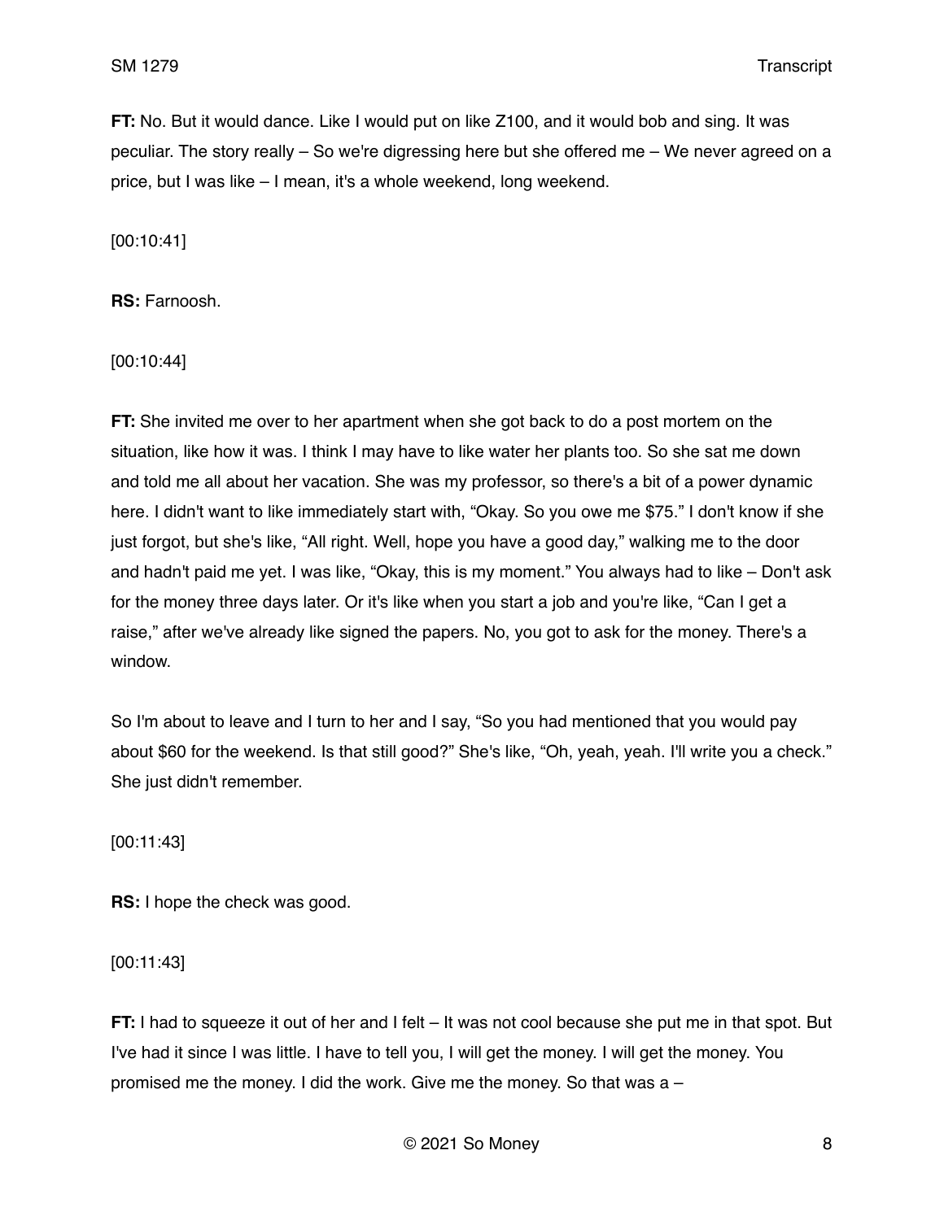**FT:** No. But it would dance. Like I would put on like Z100, and it would bob and sing. It was peculiar. The story really – So we're digressing here but she offered me – We never agreed on a price, but I was like – I mean, it's a whole weekend, long weekend.

[00:10:41]

**RS:** Farnoosh.

[00:10:44]

**FT:** She invited me over to her apartment when she got back to do a post mortem on the situation, like how it was. I think I may have to like water her plants too. So she sat me down and told me all about her vacation. She was my professor, so there's a bit of a power dynamic here. I didn't want to like immediately start with, "Okay. So you owe me $75." I don't know if she just forgot, but she's like, "All right. Well, hope you have a good day," walking me to the door and hadn't paid me yet. I was like, "Okay, this is my moment." You always had to like – Don't ask for the money three days later. Or it's like when you start a job and you're like, "Can I get a raise," after we've already like signed the papers. No, you got to ask for the money. There's a window.

So I'm about to leave and I turn to her and I say, "So you had mentioned that you would pay about $60 for the weekend. Is that still good?" She's like, "Oh, yeah, yeah. I'll write you a check." She just didn't remember.

[00:11:43]

**RS:** I hope the check was good.

[00:11:43]

**FT:** I had to squeeze it out of her and I felt – It was not cool because she put me in that spot. But I've had it since I was little. I have to tell you, I will get the money. I will get the money. You promised me the money. I did the work. Give me the money. So that was a –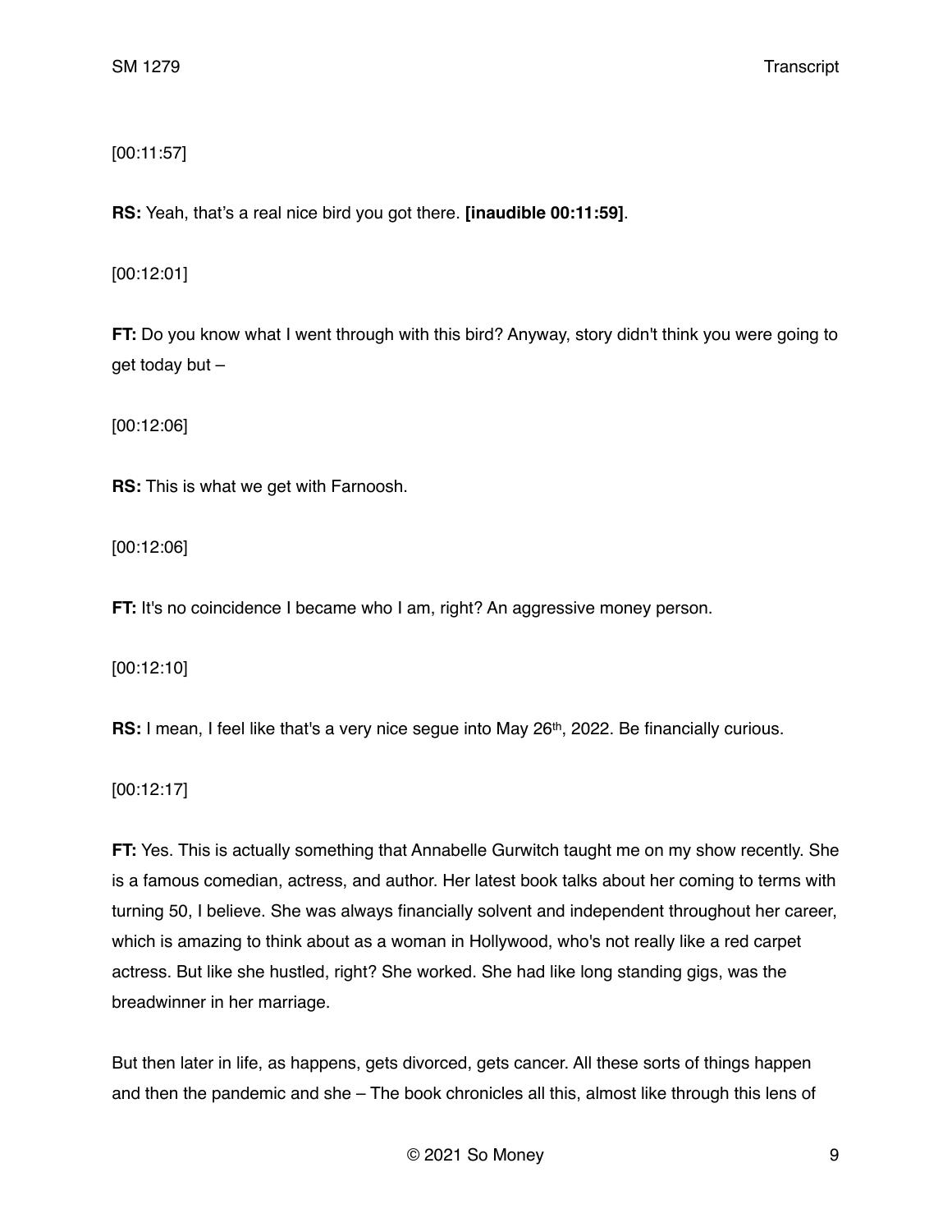[00:11:57]

**RS:** Yeah, that's a real nice bird you got there. **[inaudible 00:11:59]**.

[00:12:01]

**FT:** Do you know what I went through with this bird? Anyway, story didn't think you were going to get today but –

[00:12:06]

**RS:** This is what we get with Farnoosh.

[00:12:06]

**FT:** It's no coincidence I became who I am, right? An aggressive money person.

[00:12:10]

**RS:** I mean, I feel like that's a very nice segue into May 26th, 2022. Be financially curious.

[00:12:17]

**FT:** Yes. This is actually something that Annabelle Gurwitch taught me on my show recently. She is a famous comedian, actress, and author. Her latest book talks about her coming to terms with turning 50, I believe. She was always financially solvent and independent throughout her career, which is amazing to think about as a woman in Hollywood, who's not really like a red carpet actress. But like she hustled, right? She worked. She had like long standing gigs, was the breadwinner in her marriage.

But then later in life, as happens, gets divorced, gets cancer. All these sorts of things happen and then the pandemic and she – The book chronicles all this, almost like through this lens of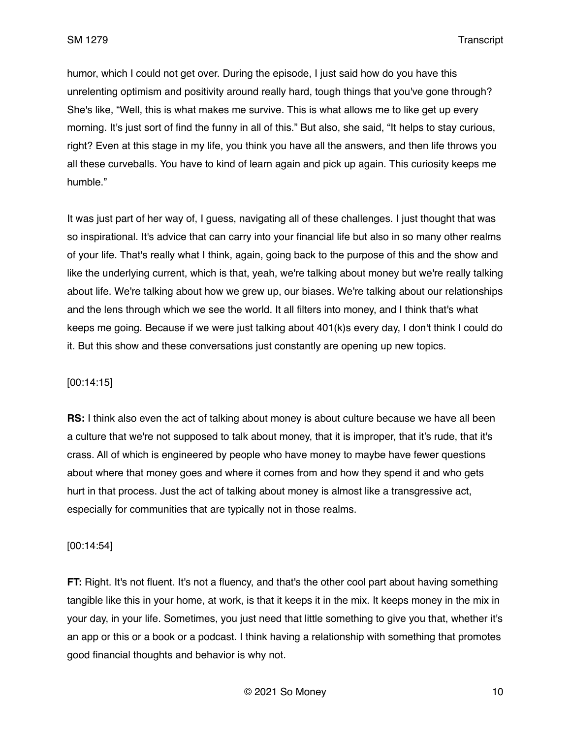humor, which I could not get over. During the episode, I just said how do you have this unrelenting optimism and positivity around really hard, tough things that you've gone through? She's like, "Well, this is what makes me survive. This is what allows me to like get up every morning. It's just sort of find the funny in all of this." But also, she said, "It helps to stay curious, right? Even at this stage in my life, you think you have all the answers, and then life throws you all these curveballs. You have to kind of learn again and pick up again. This curiosity keeps me humble."

It was just part of her way of, I guess, navigating all of these challenges. I just thought that was so inspirational. It's advice that can carry into your financial life but also in so many other realms of your life. That's really what I think, again, going back to the purpose of this and the show and like the underlying current, which is that, yeah, we're talking about money but we're really talking about life. We're talking about how we grew up, our biases. We're talking about our relationships and the lens through which we see the world. It all filters into money, and I think that's what keeps me going. Because if we were just talking about 401(k)s every day, I don't think I could do it. But this show and these conversations just constantly are opening up new topics.

[00:14:15]

**RS:** I think also even the act of talking about money is about culture because we have all been a culture that we're not supposed to talk about money, that it is improper, that it's rude, that it's crass. All of which is engineered by people who have money to maybe have fewer questions about where that money goes and where it comes from and how they spend it and who gets hurt in that process. Just the act of talking about money is almost like a transgressive act, especially for communities that are typically not in those realms.

[00:14:54]

**FT:** Right. It's not fluent. It's not a fluency, and that's the other cool part about having something tangible like this in your home, at work, is that it keeps it in the mix. It keeps money in the mix in your day, in your life. Sometimes, you just need that little something to give you that, whether it's an app or this or a book or a podcast. I think having a relationship with something that promotes good financial thoughts and behavior is why not.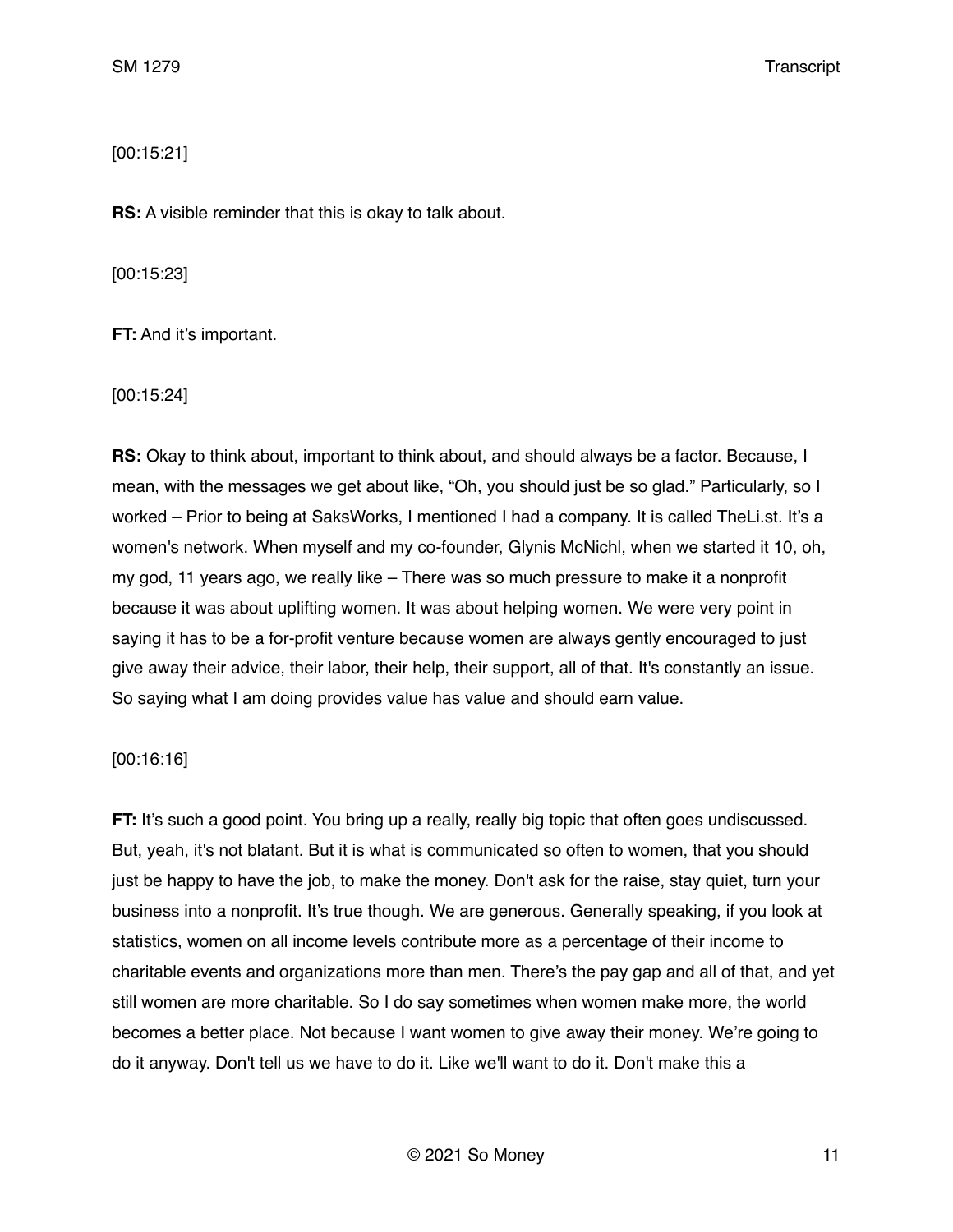[00:15:21]

**RS:** A visible reminder that this is okay to talk about.

[00:15:23]

**FT:** And it's important.

[00:15:24]

**RS:** Okay to think about, important to think about, and should always be a factor. Because, I mean, with the messages we get about like, "Oh, you should just be so glad." Particularly, so I worked – Prior to being at SaksWorks, I mentioned I had a company. It is called TheLi.st. It's a women's network. When myself and my co-founder, Glynis McNichl, when we started it 10, oh, my god, 11 years ago, we really like – There was so much pressure to make it a nonprofit because it was about uplifting women. It was about helping women. We were very point in saying it has to be a for-profit venture because women are always gently encouraged to just give away their advice, their labor, their help, their support, all of that. It's constantly an issue. So saying what I am doing provides value has value and should earn value.

[00:16:16]

**FT:** It's such a good point. You bring up a really, really big topic that often goes undiscussed. But, yeah, it's not blatant. But it is what is communicated so often to women, that you should just be happy to have the job, to make the money. Don't ask for the raise, stay quiet, turn your business into a nonprofit. It's true though. We are generous. Generally speaking, if you look at statistics, women on all income levels contribute more as a percentage of their income to charitable events and organizations more than men. There's the pay gap and all of that, and yet still women are more charitable. So I do say sometimes when women make more, the world becomes a better place. Not because I want women to give away their money. We're going to do it anyway. Don't tell us we have to do it. Like we'll want to do it. Don't make this a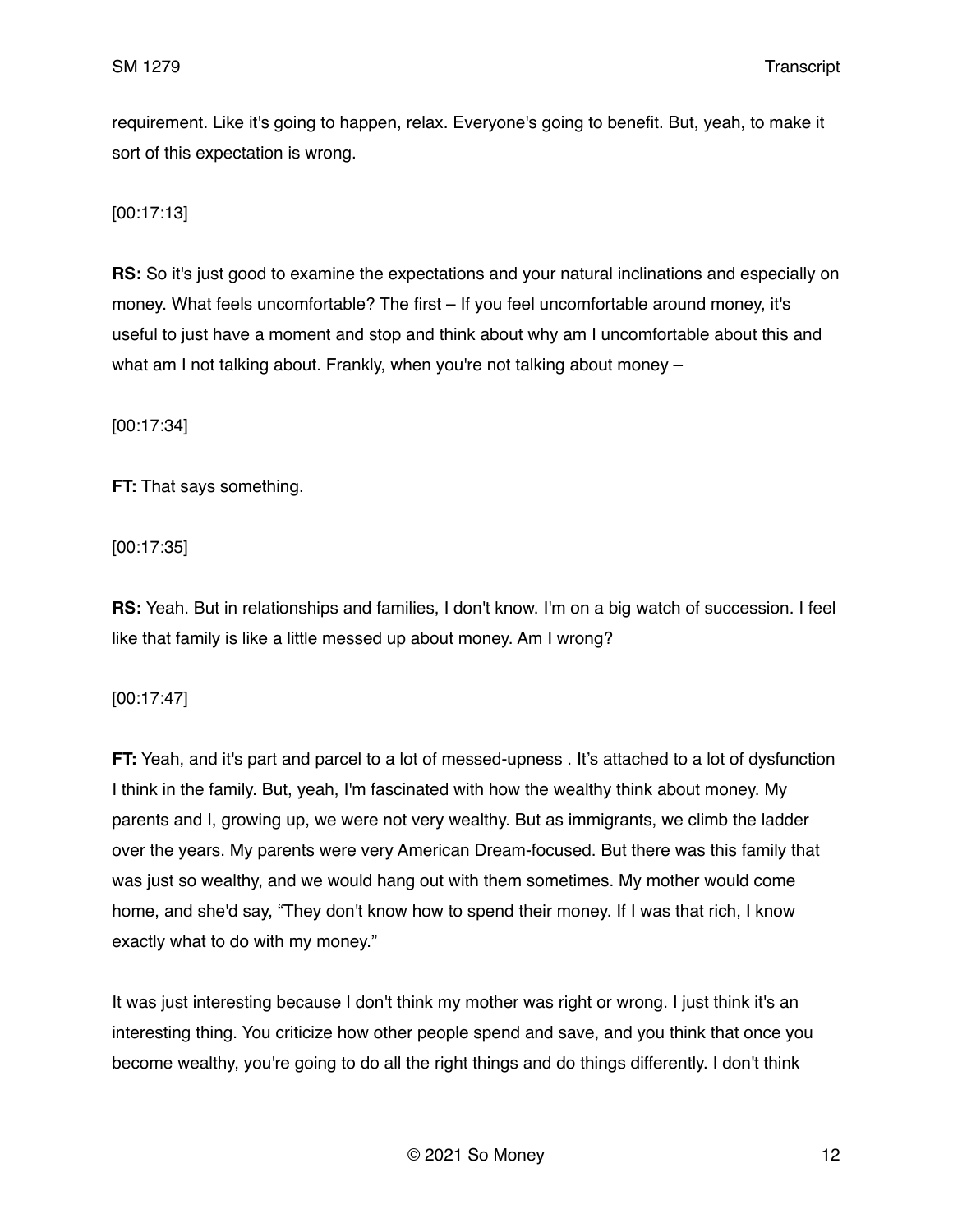requirement. Like it's going to happen, relax. Everyone's going to benefit. But, yeah, to make it sort of this expectation is wrong.

[00:17:13]

**RS:** So it's just good to examine the expectations and your natural inclinations and especially on money. What feels uncomfortable? The first – If you feel uncomfortable around money, it's useful to just have a moment and stop and think about why am I uncomfortable about this and what am I not talking about. Frankly, when you're not talking about money –

[00:17:34]

**FT:** That says something.

[00:17:35]

**RS:** Yeah. But in relationships and families, I don't know. I'm on a big watch of succession. I feel like that family is like a little messed up about money. Am I wrong?

[00:17:47]

**FT:** Yeah, and it's part and parcel to a lot of messed-upness . It's attached to a lot of dysfunction I think in the family. But, yeah, I'm fascinated with how the wealthy think about money. My parents and I, growing up, we were not very wealthy. But as immigrants, we climb the ladder over the years. My parents were very American Dream-focused. But there was this family that was just so wealthy, and we would hang out with them sometimes. My mother would come home, and she'd say, "They don't know how to spend their money. If I was that rich, I know exactly what to do with my money."

It was just interesting because I don't think my mother was right or wrong. I just think it's an interesting thing. You criticize how other people spend and save, and you think that once you become wealthy, you're going to do all the right things and do things differently. I don't think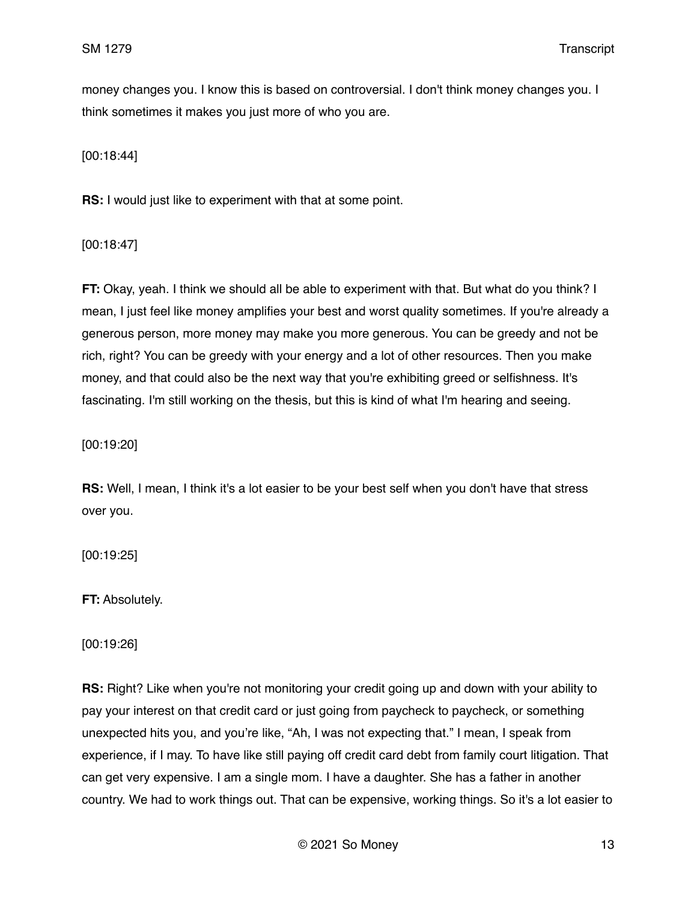money changes you. I know this is based on controversial. I don't think money changes you. I think sometimes it makes you just more of who you are.

[00:18:44]

**RS:** I would just like to experiment with that at some point.

[00:18:47]

**FT:** Okay, yeah. I think we should all be able to experiment with that. But what do you think? I mean, I just feel like money amplifies your best and worst quality sometimes. If you're already a generous person, more money may make you more generous. You can be greedy and not be rich, right? You can be greedy with your energy and a lot of other resources. Then you make money, and that could also be the next way that you're exhibiting greed or selfishness. It's fascinating. I'm still working on the thesis, but this is kind of what I'm hearing and seeing.

[00:19:20]

**RS:** Well, I mean, I think it's a lot easier to be your best self when you don't have that stress over you.

[00:19:25]

**FT:** Absolutely.

[00:19:26]

**RS:** Right? Like when you're not monitoring your credit going up and down with your ability to pay your interest on that credit card or just going from paycheck to paycheck, or something unexpected hits you, and you're like, "Ah, I was not expecting that." I mean, I speak from experience, if I may. To have like still paying off credit card debt from family court litigation. That can get very expensive. I am a single mom. I have a daughter. She has a father in another country. We had to work things out. That can be expensive, working things. So it's a lot easier to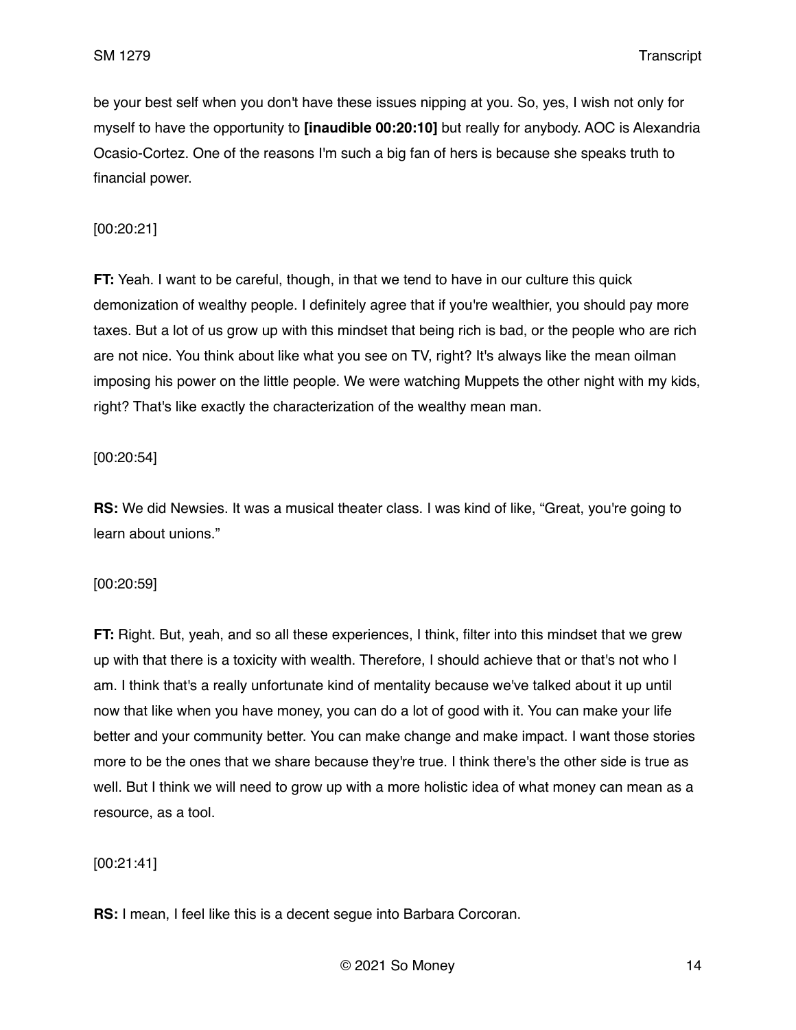be your best self when you don't have these issues nipping at you. So, yes, I wish not only for myself to have the opportunity to **[inaudible 00:20:10]** but really for anybody. AOC is Alexandria Ocasio-Cortez. One of the reasons I'm such a big fan of hers is because she speaks truth to financial power.

[00:20:21]

**FT:** Yeah. I want to be careful, though, in that we tend to have in our culture this quick demonization of wealthy people. I definitely agree that if you're wealthier, you should pay more taxes. But a lot of us grow up with this mindset that being rich is bad, or the people who are rich are not nice. You think about like what you see on TV, right? It's always like the mean oilman imposing his power on the little people. We were watching Muppets the other night with my kids, right? That's like exactly the characterization of the wealthy mean man.

[00:20:54]

**RS:** We did Newsies. It was a musical theater class. I was kind of like, "Great, you're going to learn about unions."

[00:20:59]

**FT:** Right. But, yeah, and so all these experiences, I think, filter into this mindset that we grew up with that there is a toxicity with wealth. Therefore, I should achieve that or that's not who I am. I think that's a really unfortunate kind of mentality because we've talked about it up until now that like when you have money, you can do a lot of good with it. You can make your life better and your community better. You can make change and make impact. I want those stories more to be the ones that we share because they're true. I think there's the other side is true as well. But I think we will need to grow up with a more holistic idea of what money can mean as a resource, as a tool.

[00:21:41]

**RS:** I mean, I feel like this is a decent segue into Barbara Corcoran.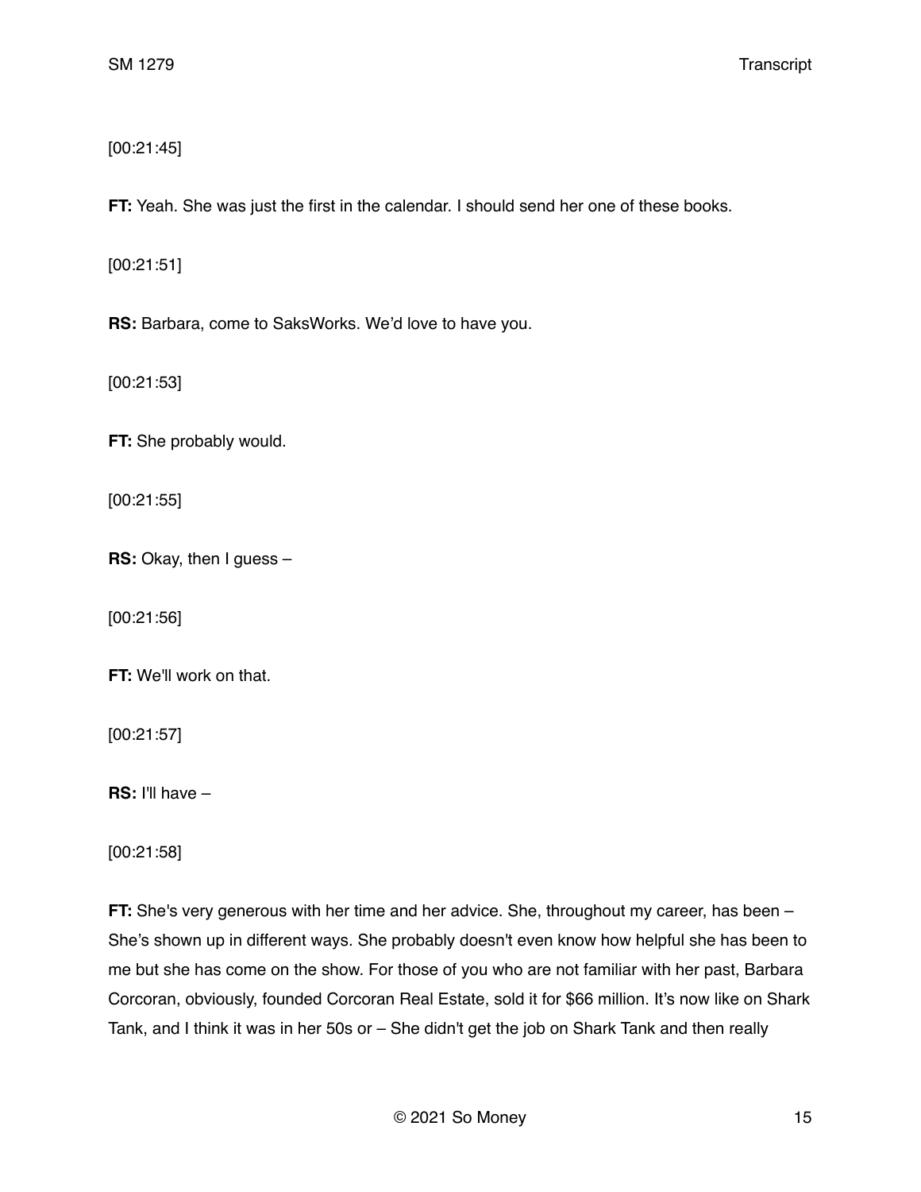[00:21:45]

**FT:** Yeah. She was just the first in the calendar. I should send her one of these books.

[00:21:51]

**RS:** Barbara, come to SaksWorks. We'd love to have you.

[00:21:53]

**FT:** She probably would.

[00:21:55]

**RS:** Okay, then I guess –

[00:21:56]

**FT:** We'll work on that.

[00:21:57]

**RS:** I'll have –

[00:21:58]

**FT:** She's very generous with her time and her advice. She, throughout my career, has been – She's shown up in different ways. She probably doesn't even know how helpful she has been to me but she has come on the show. For those of you who are not familiar with her past, Barbara Corcoran, obviously, founded Corcoran Real Estate, sold it for $66 million. It's now like on Shark Tank, and I think it was in her 50s or – She didn't get the job on Shark Tank and then really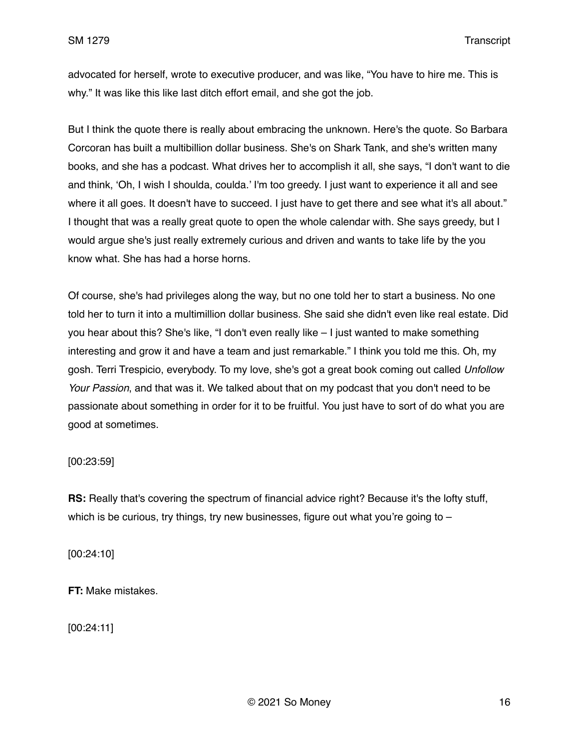advocated for herself, wrote to executive producer, and was like, "You have to hire me. This is why." It was like this like last ditch effort email, and she got the job.

But I think the quote there is really about embracing the unknown. Here's the quote. So Barbara Corcoran has built a multibillion dollar business. She's on Shark Tank, and she's written many books, and she has a podcast. What drives her to accomplish it all, she says, "I don't want to die and think, 'Oh, I wish I shoulda, coulda.' I'm too greedy. I just want to experience it all and see where it all goes. It doesn't have to succeed. I just have to get there and see what it's all about." I thought that was a really great quote to open the whole calendar with. She says greedy, but I would argue she's just really extremely curious and driven and wants to take life by the you know what. She has had a horse horns.

Of course, she's had privileges along the way, but no one told her to start a business. No one told her to turn it into a multimillion dollar business. She said she didn't even like real estate. Did you hear about this? She's like, "I don't even really like – I just wanted to make something interesting and grow it and have a team and just remarkable." I think you told me this. Oh, my gosh. Terri Trespicio, everybody. To my love, she's got a great book coming out called *Unfollow Your Passion*, and that was it. We talked about that on my podcast that you don't need to be passionate about something in order for it to be fruitful. You just have to sort of do what you are good at sometimes.

[00:23:59]

**RS:** Really that's covering the spectrum of financial advice right? Because it's the lofty stuff, which is be curious, try things, try new businesses, figure out what you're going to –

[00:24:10]

**FT:** Make mistakes.

[00:24:11]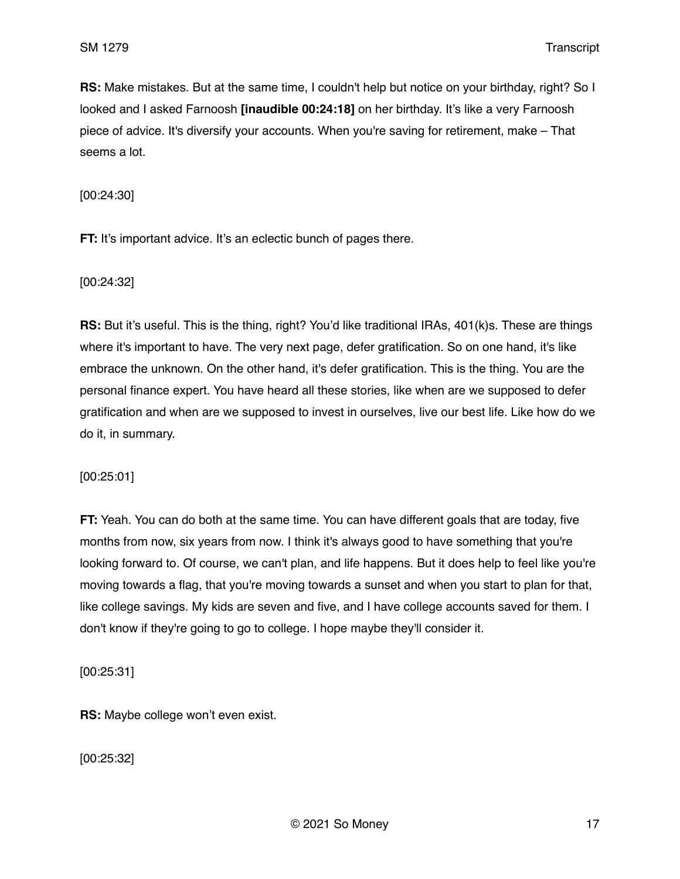**RS:** Make mistakes. But at the same time, I couldn't help but notice on your birthday, right? So I looked and I asked Farnoosh **[inaudible 00:24:18]** on her birthday. It's like a very Farnoosh piece of advice. It's diversify your accounts. When you're saving for retirement, make – That seems a lot.

[00:24:30]

**FT:** It's important advice. It's an eclectic bunch of pages there.

[00:24:32]

**RS:** But it's useful. This is the thing, right? You'd like traditional IRAs, 401(k)s. These are things where it's important to have. The very next page, defer gratification. So on one hand, it's like embrace the unknown. On the other hand, it's defer gratification. This is the thing. You are the personal finance expert. You have heard all these stories, like when are we supposed to defer gratification and when are we supposed to invest in ourselves, live our best life. Like how do we do it, in summary.

[00:25:01]

**FT:** Yeah. You can do both at the same time. You can have different goals that are today, five months from now, six years from now. I think it's always good to have something that you're looking forward to. Of course, we can't plan, and life happens. But it does help to feel like you're moving towards a flag, that you're moving towards a sunset and when you start to plan for that, like college savings. My kids are seven and five, and I have college accounts saved for them. I don't know if they're going to go to college. I hope maybe they'll consider it.

[00:25:31]

**RS:** Maybe college won't even exist.

[00:25:32]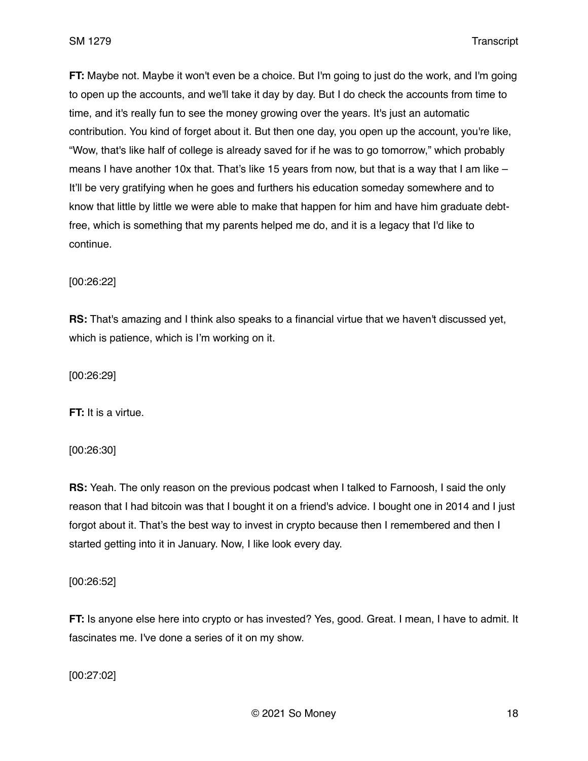**FT:** Maybe not. Maybe it won't even be a choice. But I'm going to just do the work, and I'm going to open up the accounts, and we'll take it day by day. But I do check the accounts from time to time, and it's really fun to see the money growing over the years. It's just an automatic contribution. You kind of forget about it. But then one day, you open up the account, you're like, "Wow, that's like half of college is already saved for if he was to go tomorrow," which probably means I have another 10x that. That's like 15 years from now, but that is a way that I am like – It'll be very gratifying when he goes and furthers his education someday somewhere and to know that little by little we were able to make that happen for him and have him graduate debt-free, which is something that my parents helped me do, and it is a legacy that I'd like to continue.

[00:26:22]

**RS:** That's amazing and I think also speaks to a financial virtue that we haven't discussed yet, which is patience, which is I'm working on it.

[00:26:29]

**FT:** It is a virtue.

[00:26:30]

**RS:** Yeah. The only reason on the previous podcast when I talked to Farnoosh, I said the only reason that I had bitcoin was that I bought it on a friend's advice. I bought one in 2014 and I just forgot about it. That's the best way to invest in crypto because then I remembered and then I started getting into it in January. Now, I like look every day.

[00:26:52]

**FT:** Is anyone else here into crypto or has invested? Yes, good. Great. I mean, I have to admit. It fascinates me. I've done a series of it on my show.

[00:27:02]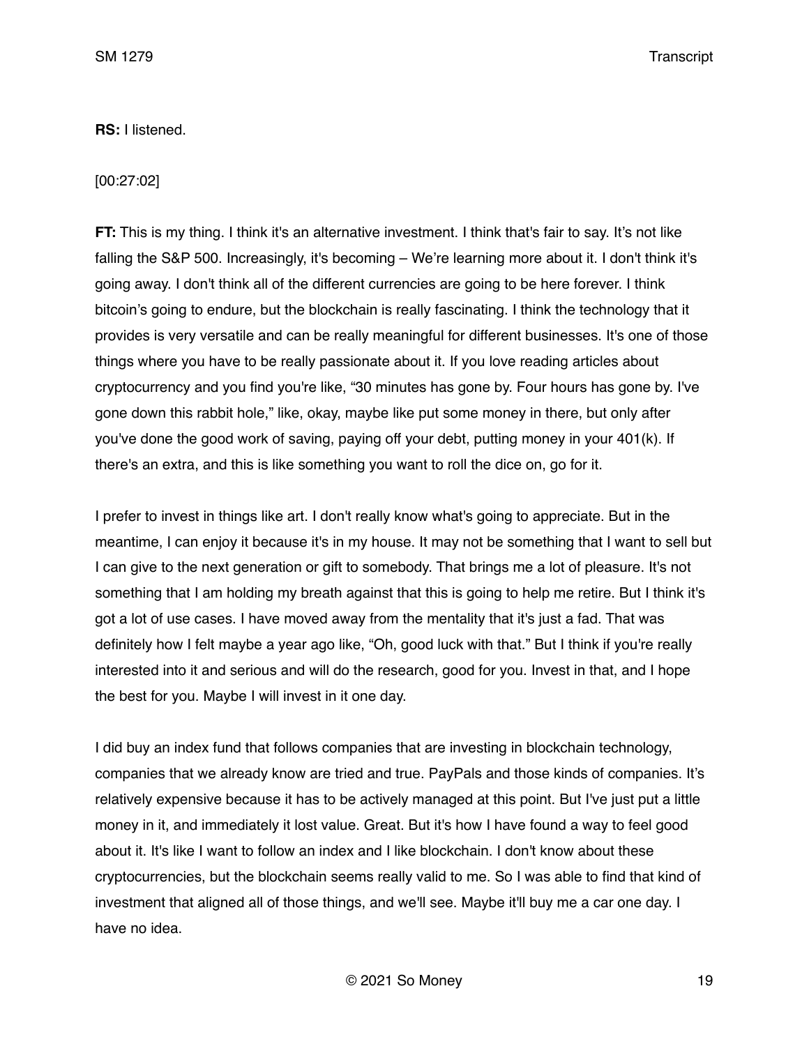**RS:** I listened.

[00:27:02]

**FT:** This is my thing. I think it's an alternative investment. I think that's fair to say. It's not like falling the S&P 500. Increasingly, it's becoming – We're learning more about it. I don't think it's going away. I don't think all of the different currencies are going to be here forever. I think bitcoin's going to endure, but the blockchain is really fascinating. I think the technology that it provides is very versatile and can be really meaningful for different businesses. It's one of those things where you have to be really passionate about it. If you love reading articles about cryptocurrency and you find you're like, "30 minutes has gone by. Four hours has gone by. I've gone down this rabbit hole," like, okay, maybe like put some money in there, but only after you've done the good work of saving, paying off your debt, putting money in your 401(k). If there's an extra, and this is like something you want to roll the dice on, go for it.

I prefer to invest in things like art. I don't really know what's going to appreciate. But in the meantime, I can enjoy it because it's in my house. It may not be something that I want to sell but I can give to the next generation or gift to somebody. That brings me a lot of pleasure. It's not something that I am holding my breath against that this is going to help me retire. But I think it's got a lot of use cases. I have moved away from the mentality that it's just a fad. That was definitely how I felt maybe a year ago like, "Oh, good luck with that." But I think if you're really interested into it and serious and will do the research, good for you. Invest in that, and I hope the best for you. Maybe I will invest in it one day.

I did buy an index fund that follows companies that are investing in blockchain technology, companies that we already know are tried and true. PayPals and those kinds of companies. It's relatively expensive because it has to be actively managed at this point. But I've just put a little money in it, and immediately it lost value. Great. But it's how I have found a way to feel good about it. It's like I want to follow an index and I like blockchain. I don't know about these cryptocurrencies, but the blockchain seems really valid to me. So I was able to find that kind of investment that aligned all of those things, and we'll see. Maybe it'll buy me a car one day. I have no idea.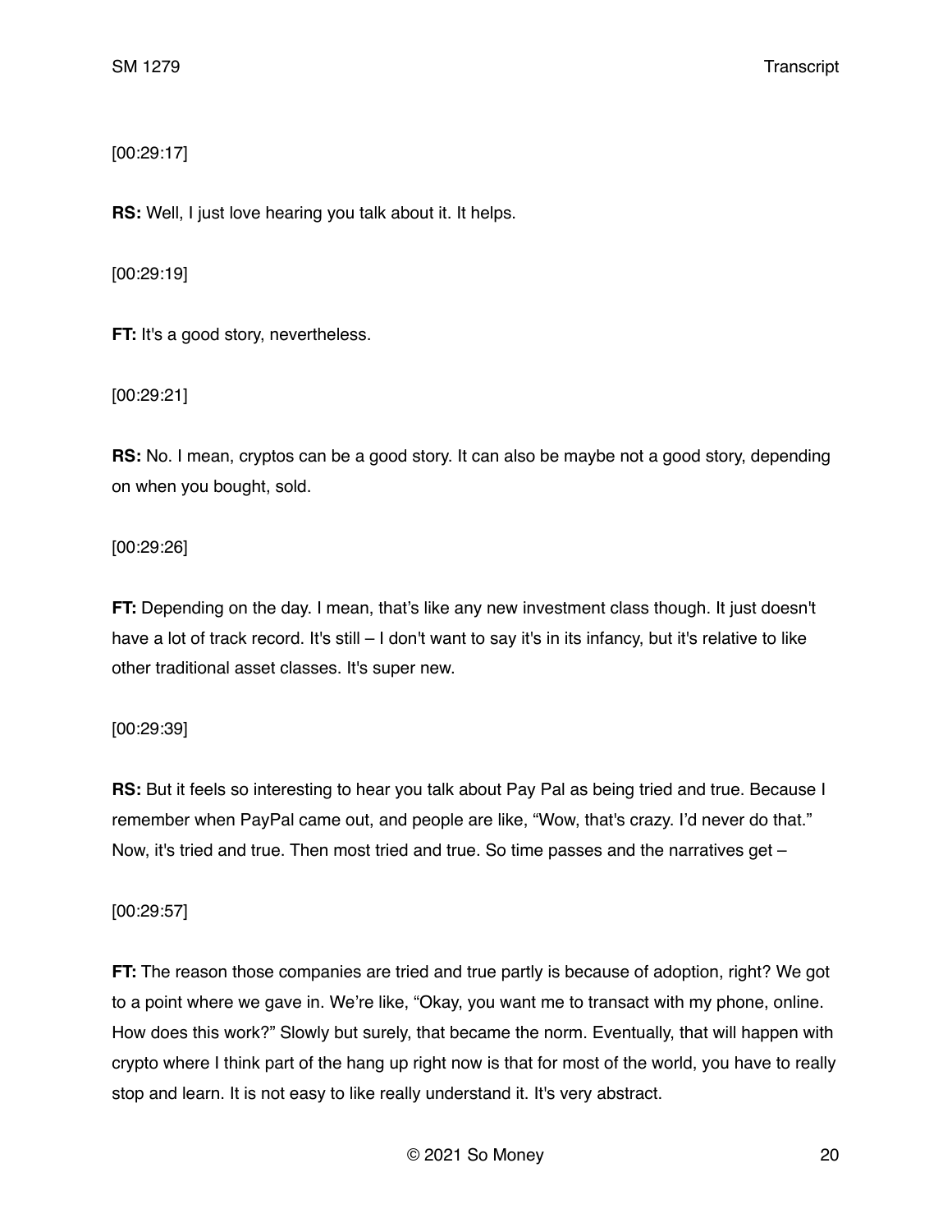[00:29:17]

**RS:** Well, I just love hearing you talk about it. It helps.

[00:29:19]

**FT:** It's a good story, nevertheless.

[00:29:21]

**RS:** No. I mean, cryptos can be a good story. It can also be maybe not a good story, depending on when you bought, sold.

[00:29:26]

**FT:** Depending on the day. I mean, that's like any new investment class though. It just doesn't have a lot of track record. It's still – I don't want to say it's in its infancy, but it's relative to like other traditional asset classes. It's super new.

[00:29:39]

**RS:** But it feels so interesting to hear you talk about Pay Pal as being tried and true. Because I remember when PayPal came out, and people are like, "Wow, that's crazy. I'd never do that." Now, it's tried and true. Then most tried and true. So time passes and the narratives get –

[00:29:57]

**FT:** The reason those companies are tried and true partly is because of adoption, right? We got to a point where we gave in. We're like, "Okay, you want me to transact with my phone, online. How does this work?" Slowly but surely, that became the norm. Eventually, that will happen with crypto where I think part of the hang up right now is that for most of the world, you have to really stop and learn. It is not easy to like really understand it. It's very abstract.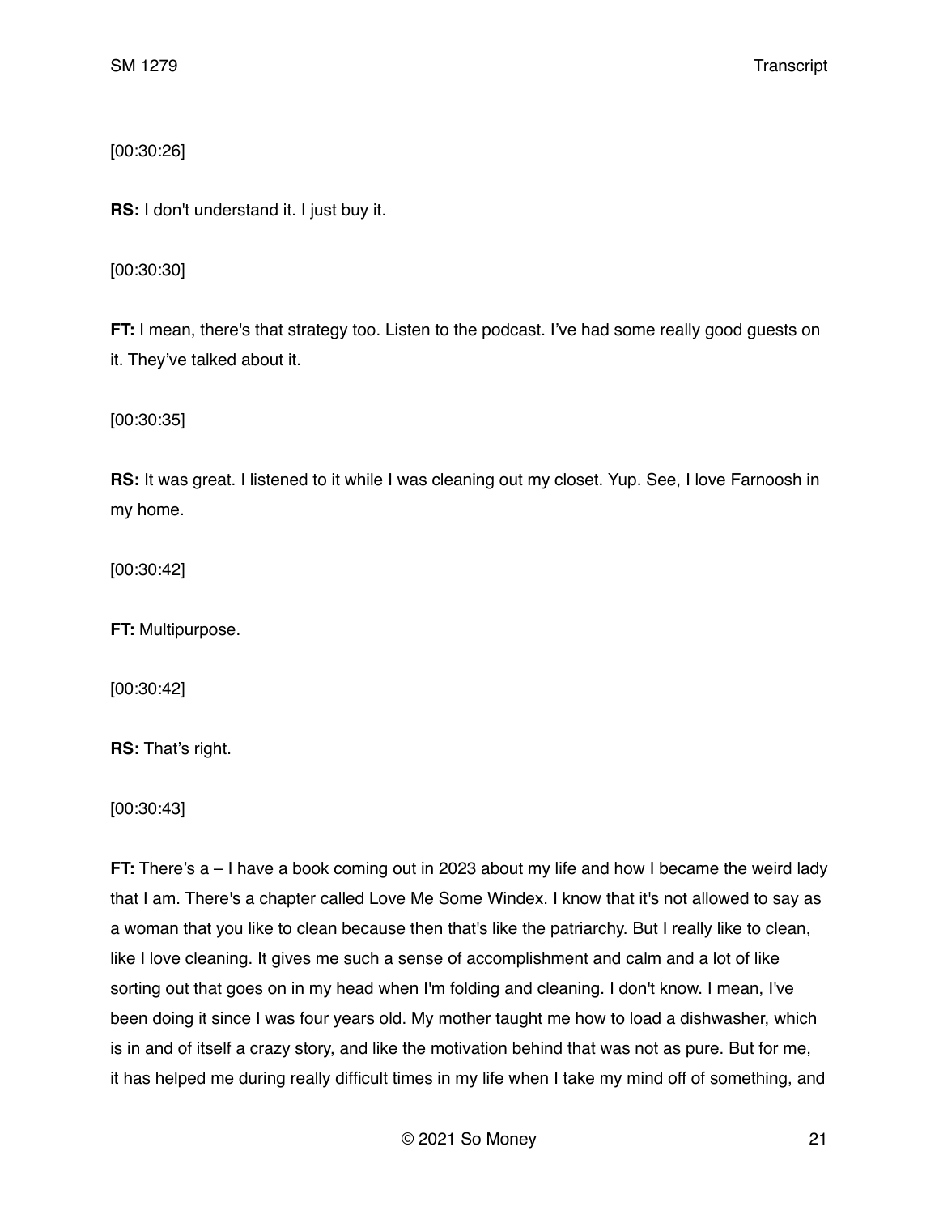[00:30:26]

**RS:** I don't understand it. I just buy it.

[00:30:30]

**FT:** I mean, there's that strategy too. Listen to the podcast. I've had some really good guests on it. They've talked about it.

[00:30:35]

**RS:** It was great. I listened to it while I was cleaning out my closet. Yup. See, I love Farnoosh in my home.

[00:30:42]

**FT:** Multipurpose.

[00:30:42]

**RS:** That's right.

[00:30:43]

**FT:** There's a – I have a book coming out in 2023 about my life and how I became the weird lady that I am. There's a chapter called Love Me Some Windex. I know that it's not allowed to say as a woman that you like to clean because then that's like the patriarchy. But I really like to clean, like I love cleaning. It gives me such a sense of accomplishment and calm and a lot of like sorting out that goes on in my head when I'm folding and cleaning. I don't know. I mean, I've been doing it since I was four years old. My mother taught me how to load a dishwasher, which is in and of itself a crazy story, and like the motivation behind that was not as pure. But for me, it has helped me during really difficult times in my life when I take my mind off of something, and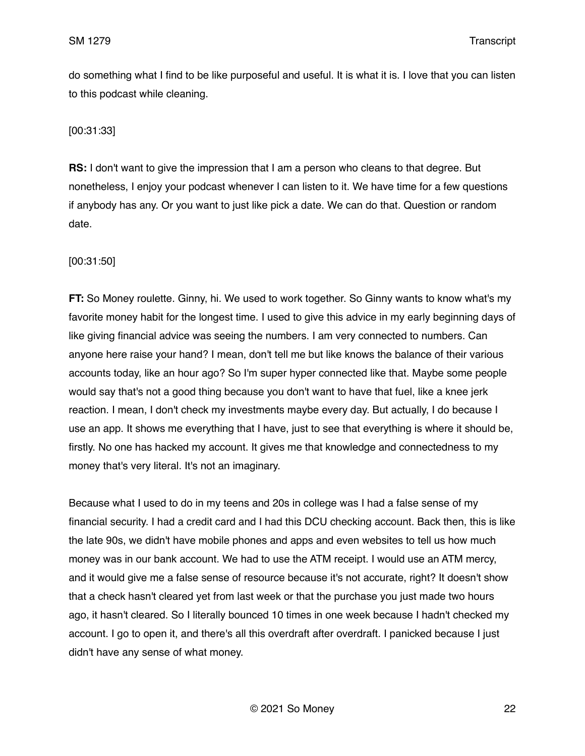do something what I find to be like purposeful and useful. It is what it is. I love that you can listen to this podcast while cleaning.

[00:31:33]

**RS:** I don't want to give the impression that I am a person who cleans to that degree. But nonetheless, I enjoy your podcast whenever I can listen to it. We have time for a few questions if anybody has any. Or you want to just like pick a date. We can do that. Question or random date.

[00:31:50]

**FT:** So Money roulette. Ginny, hi. We used to work together. So Ginny wants to know what's my favorite money habit for the longest time. I used to give this advice in my early beginning days of like giving financial advice was seeing the numbers. I am very connected to numbers. Can anyone here raise your hand? I mean, don't tell me but like knows the balance of their various accounts today, like an hour ago? So I'm super hyper connected like that. Maybe some people would say that's not a good thing because you don't want to have that fuel, like a knee jerk reaction. I mean, I don't check my investments maybe every day. But actually, I do because I use an app. It shows me everything that I have, just to see that everything is where it should be, firstly. No one has hacked my account. It gives me that knowledge and connectedness to my money that's very literal. It's not an imaginary.

Because what I used to do in my teens and 20s in college was I had a false sense of my financial security. I had a credit card and I had this DCU checking account. Back then, this is like the late 90s, we didn't have mobile phones and apps and even websites to tell us how much money was in our bank account. We had to use the ATM receipt. I would use an ATM mercy, and it would give me a false sense of resource because it's not accurate, right? It doesn't show that a check hasn't cleared yet from last week or that the purchase you just made two hours ago, it hasn't cleared. So I literally bounced 10 times in one week because I hadn't checked my account. I go to open it, and there's all this overdraft after overdraft. I panicked because I just didn't have any sense of what money.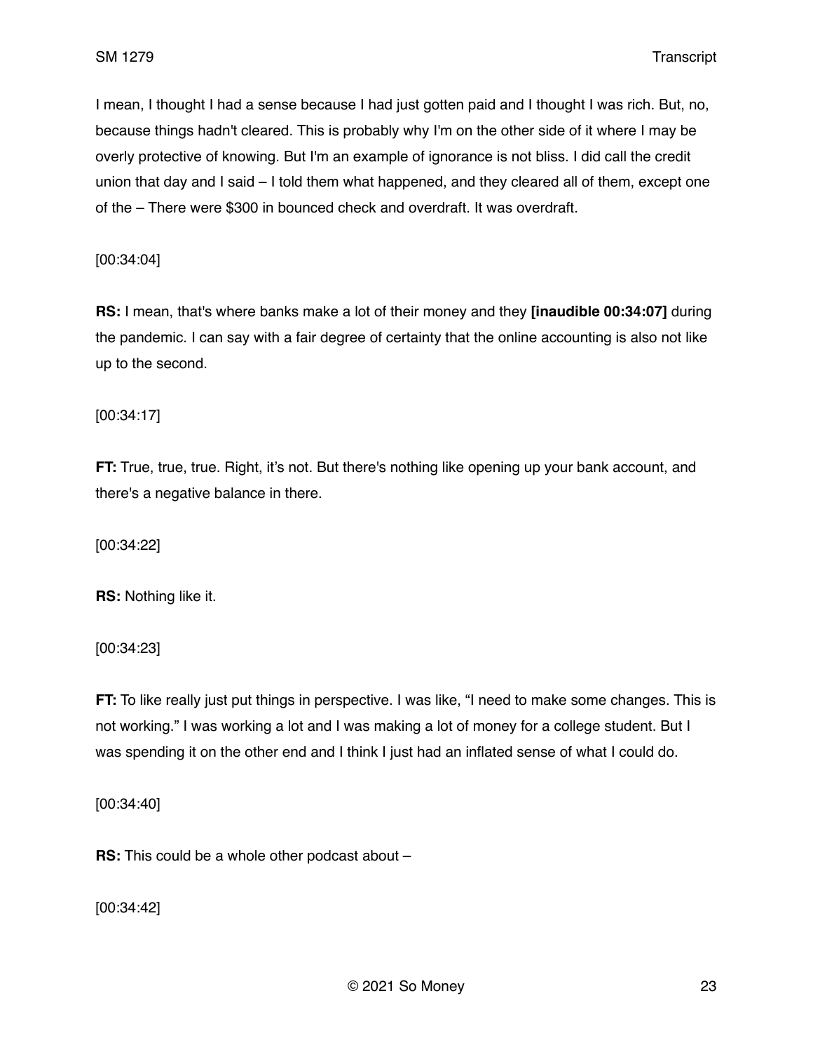I mean, I thought I had a sense because I had just gotten paid and I thought I was rich. But, no, because things hadn't cleared. This is probably why I'm on the other side of it where I may be overly protective of knowing. But I'm an example of ignorance is not bliss. I did call the credit union that day and I said – I told them what happened, and they cleared all of them, except one of the – There were $300 in bounced check and overdraft. It was overdraft.

[00:34:04]

**RS:** I mean, that's where banks make a lot of their money and they **[inaudible 00:34:07]** during the pandemic. I can say with a fair degree of certainty that the online accounting is also not like up to the second.

[00:34:17]

**FT:** True, true, true. Right, it’s not. But there's nothing like opening up your bank account, and there's a negative balance in there.

[00:34:22]

**RS:** Nothing like it.

[00:34:23]

**FT:** To like really just put things in perspective. I was like, “I need to make some changes. This is not working.” I was working a lot and I was making a lot of money for a college student. But I was spending it on the other end and I think I just had an inflated sense of what I could do.

[00:34:40]

**RS:** This could be a whole other podcast about –

[00:34:42]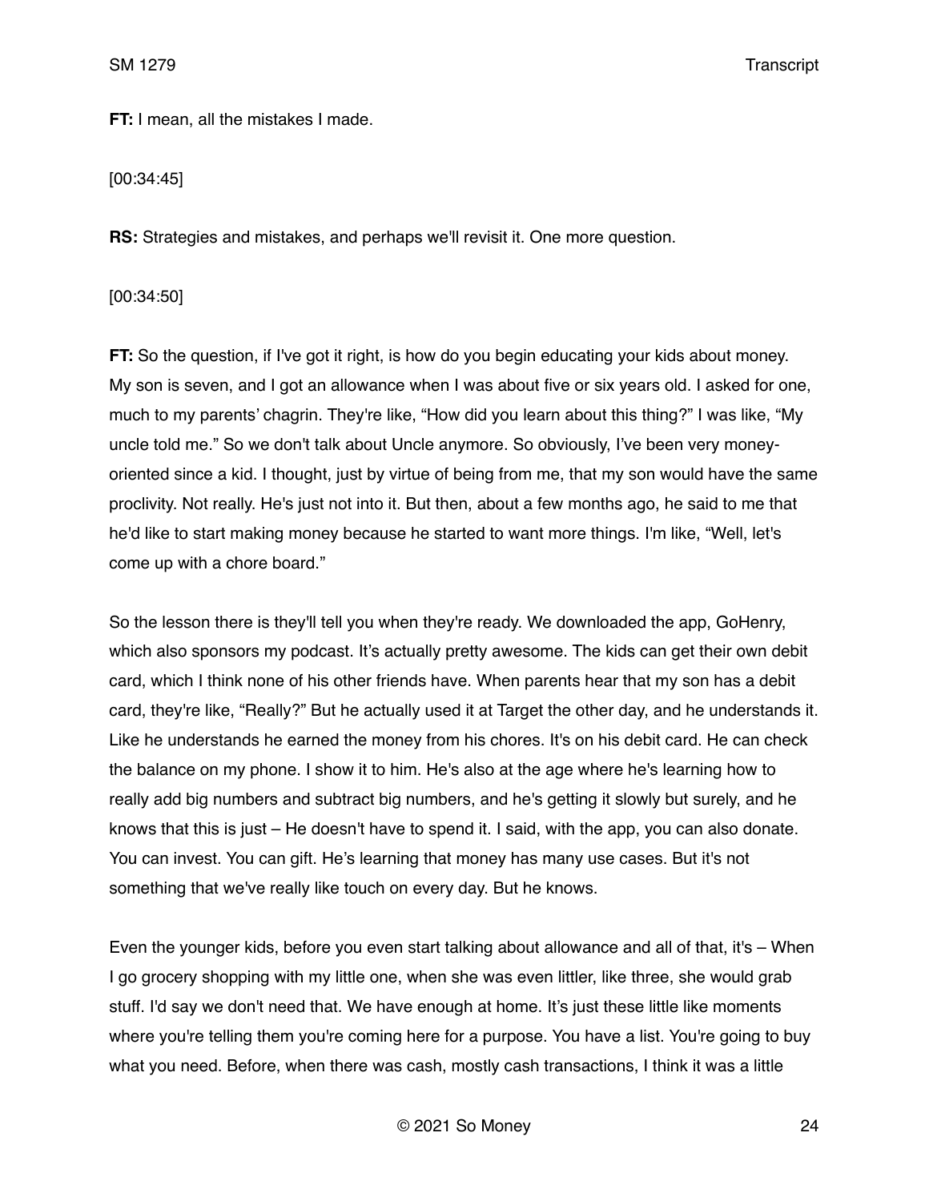**FT:** I mean, all the mistakes I made.

[00:34:45]

**RS:** Strategies and mistakes, and perhaps we'll revisit it. One more question.

[00:34:50]

**FT:** So the question, if I've got it right, is how do you begin educating your kids about money. My son is seven, and I got an allowance when I was about five or six years old. I asked for one, much to my parents' chagrin. They're like, "How did you learn about this thing?" I was like, "My uncle told me." So we don't talk about Uncle anymore. So obviously, I've been very money-oriented since a kid. I thought, just by virtue of being from me, that my son would have the same proclivity. Not really. He's just not into it. But then, about a few months ago, he said to me that he'd like to start making money because he started to want more things. I'm like, "Well, let's come up with a chore board."

So the lesson there is they'll tell you when they're ready. We downloaded the app, GoHenry, which also sponsors my podcast. It's actually pretty awesome. The kids can get their own debit card, which I think none of his other friends have. When parents hear that my son has a debit card, they're like, "Really?" But he actually used it at Target the other day, and he understands it. Like he understands he earned the money from his chores. It's on his debit card. He can check the balance on my phone. I show it to him. He's also at the age where he's learning how to really add big numbers and subtract big numbers, and he's getting it slowly but surely, and he knows that this is just – He doesn't have to spend it. I said, with the app, you can also donate. You can invest. You can gift. He's learning that money has many use cases. But it's not something that we've really like touch on every day. But he knows.

Even the younger kids, before you even start talking about allowance and all of that, it's – When I go grocery shopping with my little one, when she was even littler, like three, she would grab stuff. I'd say we don't need that. We have enough at home. It's just these little like moments where you're telling them you're coming here for a purpose. You have a list. You're going to buy what you need. Before, when there was cash, mostly cash transactions, I think it was a little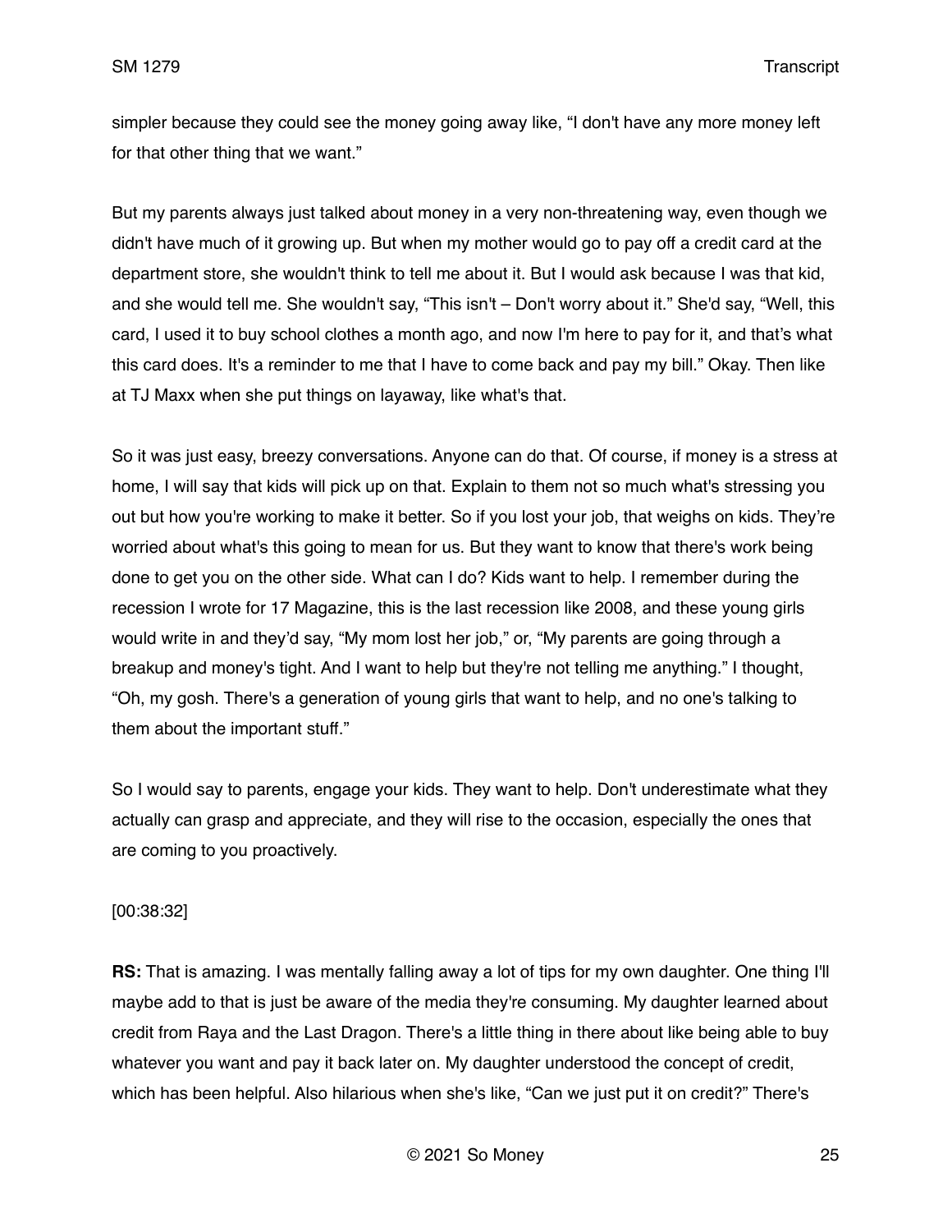simpler because they could see the money going away like, "I don't have any more money left for that other thing that we want."

But my parents always just talked about money in a very non-threatening way, even though we didn't have much of it growing up. But when my mother would go to pay off a credit card at the department store, she wouldn't think to tell me about it. But I would ask because I was that kid, and she would tell me. She wouldn't say, "This isn't – Don't worry about it." She'd say, "Well, this card, I used it to buy school clothes a month ago, and now I'm here to pay for it, and that's what this card does. It's a reminder to me that I have to come back and pay my bill." Okay. Then like at TJ Maxx when she put things on layaway, like what's that.

So it was just easy, breezy conversations. Anyone can do that. Of course, if money is a stress at home, I will say that kids will pick up on that. Explain to them not so much what's stressing you out but how you're working to make it better. So if you lost your job, that weighs on kids. They're worried about what's this going to mean for us. But they want to know that there's work being done to get you on the other side. What can I do? Kids want to help. I remember during the recession I wrote for 17 Magazine, this is the last recession like 2008, and these young girls would write in and they'd say, "My mom lost her job," or, "My parents are going through a breakup and money's tight. And I want to help but they're not telling me anything." I thought, "Oh, my gosh. There's a generation of young girls that want to help, and no one's talking to them about the important stuff."

So I would say to parents, engage your kids. They want to help. Don't underestimate what they actually can grasp and appreciate, and they will rise to the occasion, especially the ones that are coming to you proactively.

[00:38:32]

**RS:** That is amazing. I was mentally falling away a lot of tips for my own daughter. One thing I'll maybe add to that is just be aware of the media they're consuming. My daughter learned about credit from Raya and the Last Dragon. There's a little thing in there about like being able to buy whatever you want and pay it back later on. My daughter understood the concept of credit, which has been helpful. Also hilarious when she's like, "Can we just put it on credit?" There's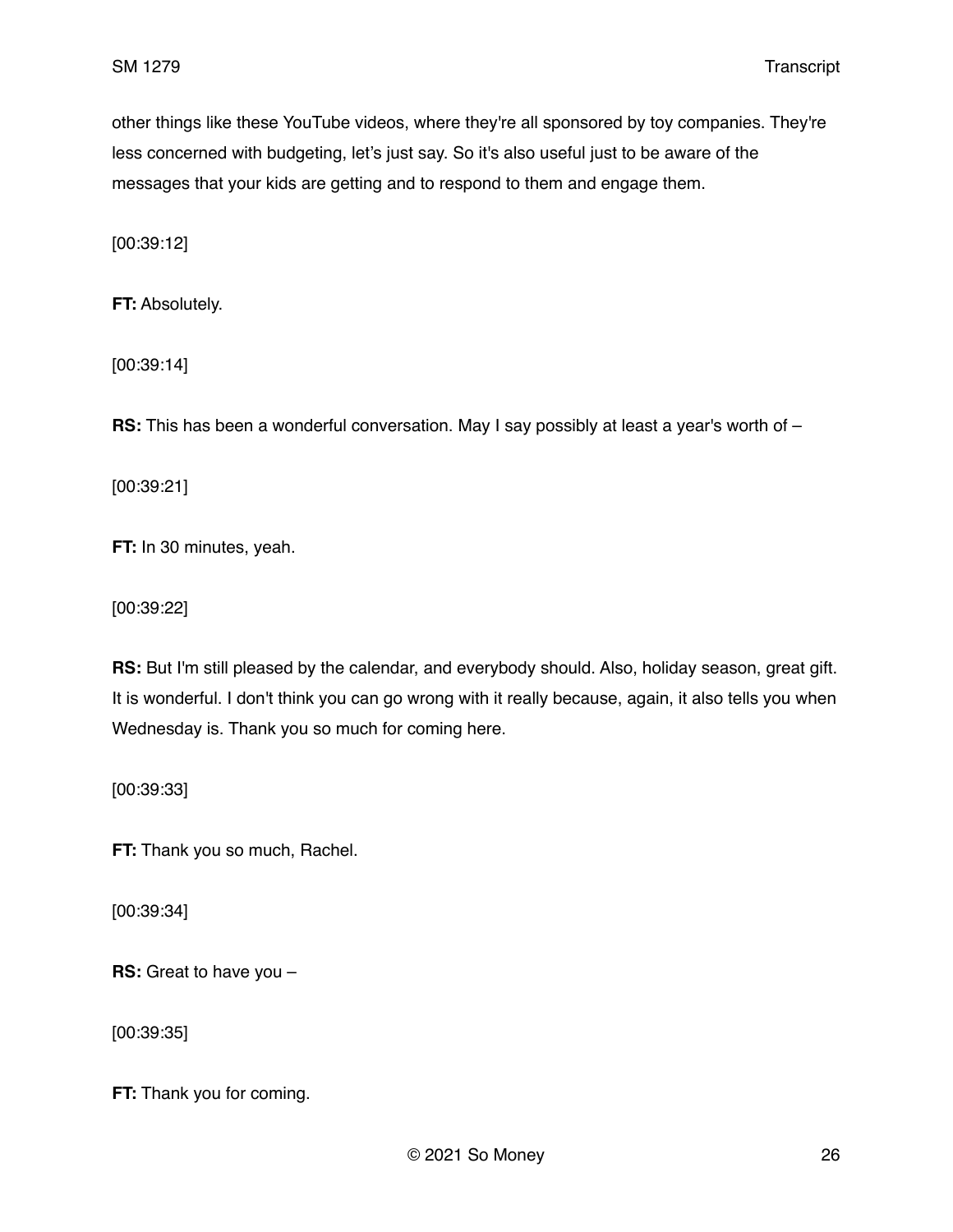other things like these YouTube videos, where they're all sponsored by toy companies. They're less concerned with budgeting, let's just say. So it's also useful just to be aware of the messages that your kids are getting and to respond to them and engage them.

[00:39:12]

**FT:** Absolutely.

[00:39:14]

**RS:** This has been a wonderful conversation. May I say possibly at least a year's worth of –

[00:39:21]

**FT:** In 30 minutes, yeah.

[00:39:22]

**RS:** But I'm still pleased by the calendar, and everybody should. Also, holiday season, great gift. It is wonderful. I don't think you can go wrong with it really because, again, it also tells you when Wednesday is. Thank you so much for coming here.

[00:39:33]

**FT:** Thank you so much, Rachel.

[00:39:34]

**RS:** Great to have you –

[00:39:35]

**FT:** Thank you for coming.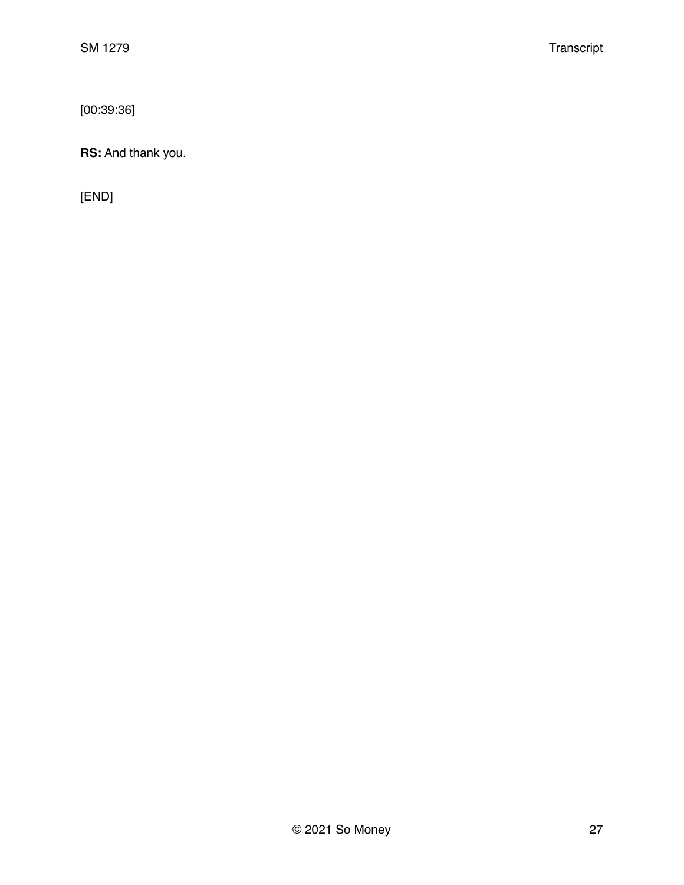[00:39:36]

**RS:** And thank you.

[END]